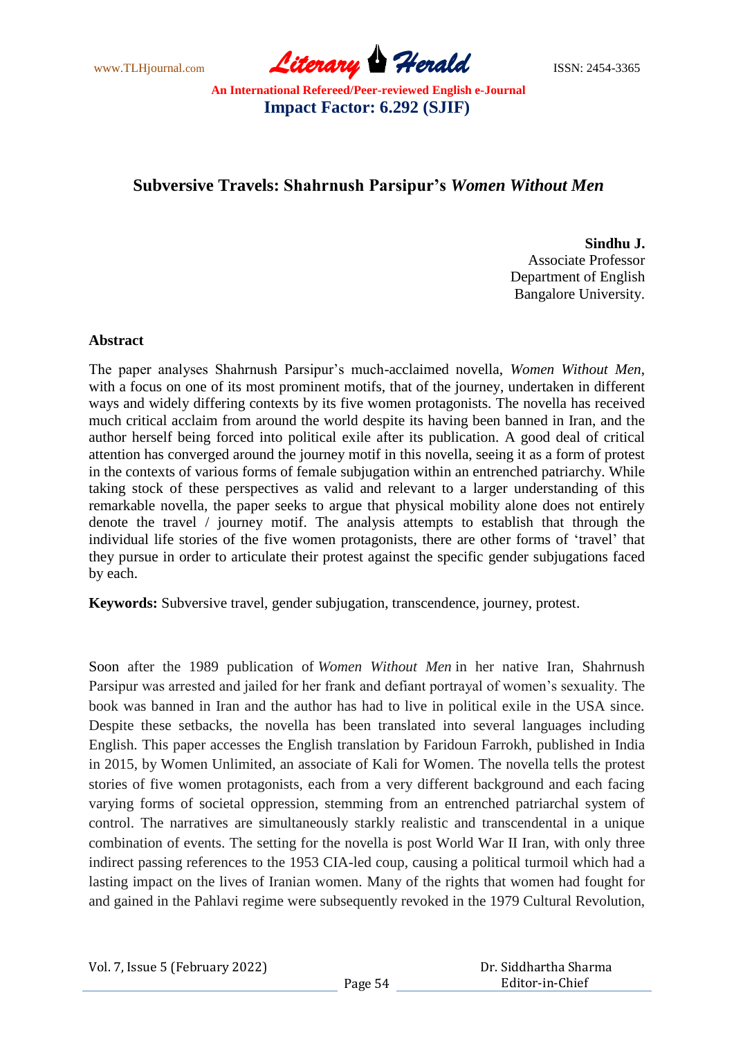# Subversive Travels: Shahrnush Parsipur's *Women Without Men*

**Sindhu J.**
Associate Professor
Department of English
Bangalore University.

## Abstract

The paper analyses Shahrnush Parsipur's much-acclaimed novella, *Women Without Men*, with a focus on one of its most prominent motifs, that of the journey, undertaken in different ways and widely differing contexts by its five women protagonists. The novella has received much critical acclaim from around the world despite its having been banned in Iran, and the author herself being forced into political exile after its publication. A good deal of critical attention has converged around the journey motif in this novella, seeing it as a form of protest in the contexts of various forms of female subjugation within an entrenched patriarchy. While taking stock of these perspectives as valid and relevant to a larger understanding of this remarkable novella, the paper seeks to argue that physical mobility alone does not entirely denote the travel / journey motif. The analysis attempts to establish that through the individual life stories of the five women protagonists, there are other forms of 'travel' that they pursue in order to articulate their protest against the specific gender subjugations faced by each.

**Keywords:** Subversive travel, gender subjugation, transcendence, journey, protest.

Soon after the 1989 publication of *Women Without Men* in her native Iran, Shahrnush Parsipur was arrested and jailed for her frank and defiant portrayal of women's sexuality. The book was banned in Iran and the author has had to live in political exile in the USA since. Despite these setbacks, the novella has been translated into several languages including English. This paper accesses the English translation by Faridoun Farrokh, published in India in 2015, by Women Unlimited, an associate of Kali for Women. The novella tells the protest stories of five women protagonists, each from a very different background and each facing varying forms of societal oppression, stemming from an entrenched patriarchal system of control. The narratives are simultaneously starkly realistic and transcendental in a unique combination of events. The setting for the novella is post World War II Iran, with only three indirect passing references to the 1953 CIA-led coup, causing a political turmoil which had a lasting impact on the lives of Iranian women. Many of the rights that women had fought for and gained in the Pahlavi regime were subsequently revoked in the 1979 Cultural Revolution,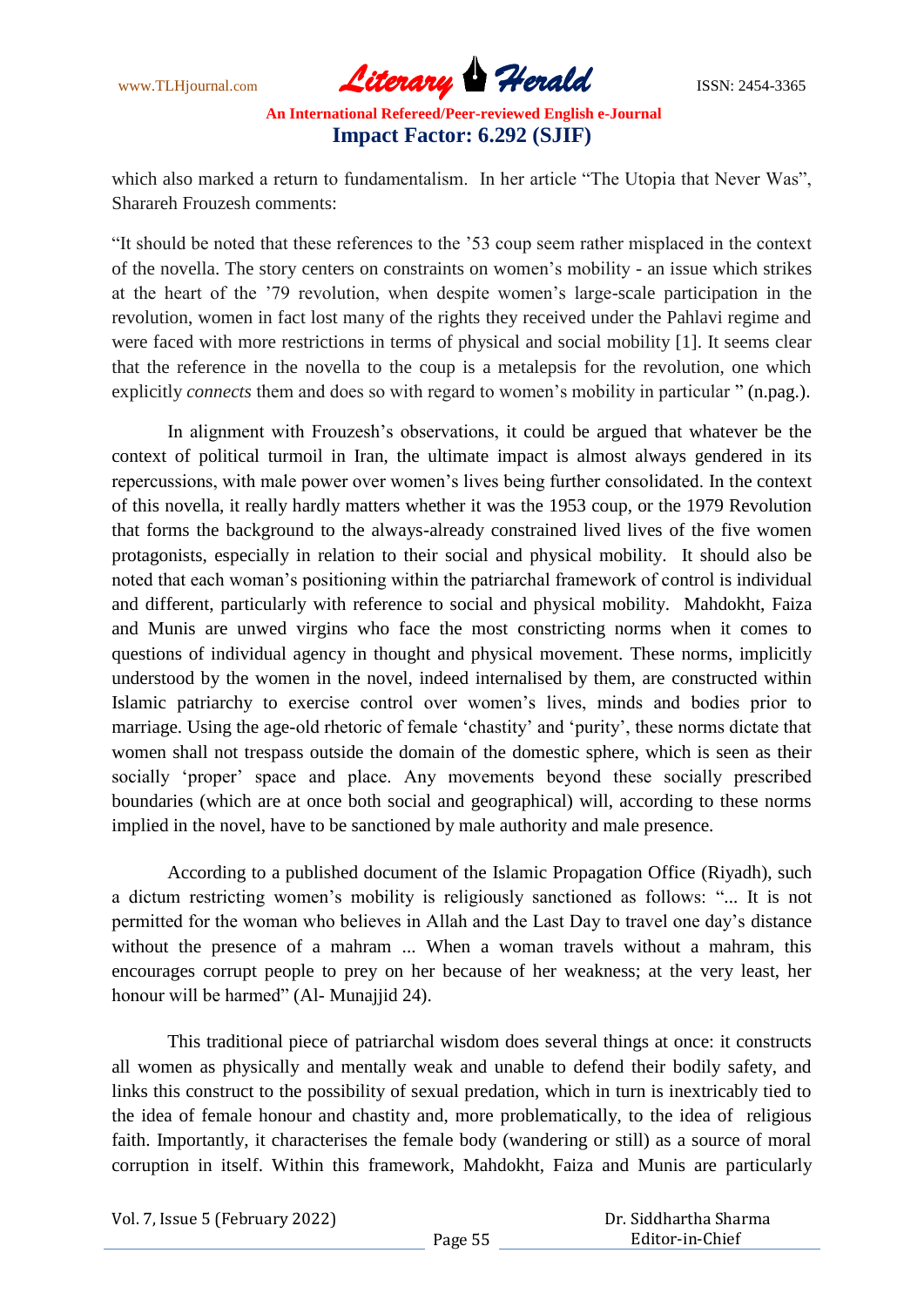which also marked a return to fundamentalism. In her article "The Utopia that Never Was", Sharareh Frouzesh comments:

"It should be noted that these references to the '53 coup seem rather misplaced in the context of the novella. The story centers on constraints on women's mobility - an issue which strikes at the heart of the '79 revolution, when despite women's large-scale participation in the revolution, women in fact lost many of the rights they received under the Pahlavi regime and were faced with more restrictions in terms of physical and social mobility [1]. It seems clear that the reference in the novella to the coup is a metalepsis for the revolution, one which explicitly *connects* them and does so with regard to women's mobility in particular " (n.pag.).

In alignment with Frouzesh's observations, it could be argued that whatever be the context of political turmoil in Iran, the ultimate impact is almost always gendered in its repercussions, with male power over women's lives being further consolidated. In the context of this novella, it really hardly matters whether it was the 1953 coup, or the 1979 Revolution that forms the background to the always-already constrained lived lives of the five women protagonists, especially in relation to their social and physical mobility. It should also be noted that each woman's positioning within the patriarchal framework of control is individual and different, particularly with reference to social and physical mobility. Mahdokht, Faiza and Munis are unwed virgins who face the most constricting norms when it comes to questions of individual agency in thought and physical movement. These norms, implicitly understood by the women in the novel, indeed internalised by them, are constructed within Islamic patriarchy to exercise control over women's lives, minds and bodies prior to marriage. Using the age-old rhetoric of female 'chastity' and 'purity', these norms dictate that women shall not trespass outside the domain of the domestic sphere, which is seen as their socially 'proper' space and place. Any movements beyond these socially prescribed boundaries (which are at once both social and geographical) will, according to these norms implied in the novel, have to be sanctioned by male authority and male presence.

According to a published document of the Islamic Propagation Office (Riyadh), such a dictum restricting women's mobility is religiously sanctioned as follows: "... It is not permitted for the woman who believes in Allah and the Last Day to travel one day's distance without the presence of a mahram ... When a woman travels without a mahram, this encourages corrupt people to prey on her because of her weakness; at the very least, her honour will be harmed" (Al- Munajjid 24).

This traditional piece of patriarchal wisdom does several things at once: it constructs all women as physically and mentally weak and unable to defend their bodily safety, and links this construct to the possibility of sexual predation, which in turn is inextricably tied to the idea of female honour and chastity and, more problematically, to the idea of religious faith. Importantly, it characterises the female body (wandering or still) as a source of moral corruption in itself. Within this framework, Mahdokht, Faiza and Munis are particularly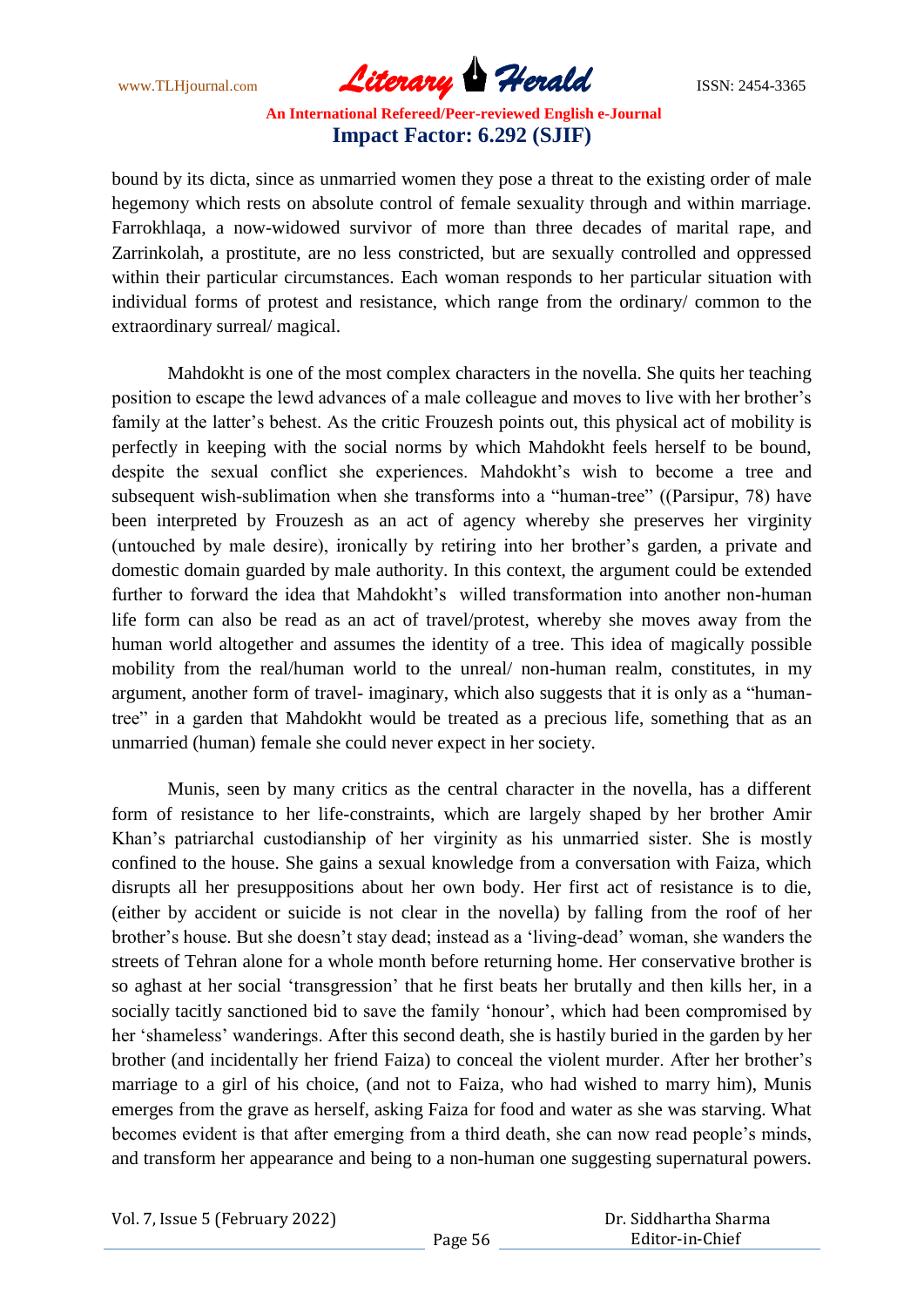bound by its dicta, since as unmarried women they pose a threat to the existing order of male hegemony which rests on absolute control of female sexuality through and within marriage. Farrokhlaqa, a now-widowed survivor of more than three decades of marital rape, and Zarrinkolah, a prostitute, are no less constricted, but are sexually controlled and oppressed within their particular circumstances. Each woman responds to her particular situation with individual forms of protest and resistance, which range from the ordinary/ common to the extraordinary surreal/ magical.

Mahdokht is one of the most complex characters in the novella. She quits her teaching position to escape the lewd advances of a male colleague and moves to live with her brother's family at the latter's behest. As the critic Frouzesh points out, this physical act of mobility is perfectly in keeping with the social norms by which Mahdokht feels herself to be bound, despite the sexual conflict she experiences. Mahdokht's wish to become a tree and subsequent wish-sublimation when she transforms into a "human-tree" ((Parsipur, 78) have been interpreted by Frouzesh as an act of agency whereby she preserves her virginity (untouched by male desire), ironically by retiring into her brother's garden, a private and domestic domain guarded by male authority. In this context, the argument could be extended further to forward the idea that Mahdokht's willed transformation into another non-human life form can also be read as an act of travel/protest, whereby she moves away from the human world altogether and assumes the identity of a tree. This idea of magically possible mobility from the real/human world to the unreal/ non-human realm, constitutes, in my argument, another form of travel- imaginary, which also suggests that it is only as a "human-tree" in a garden that Mahdokht would be treated as a precious life, something that as an unmarried (human) female she could never expect in her society.

Munis, seen by many critics as the central character in the novella, has a different form of resistance to her life-constraints, which are largely shaped by her brother Amir Khan's patriarchal custodianship of her virginity as his unmarried sister. She is mostly confined to the house. She gains a sexual knowledge from a conversation with Faiza, which disrupts all her presuppositions about her own body. Her first act of resistance is to die, (either by accident or suicide is not clear in the novella) by falling from the roof of her brother's house. But she doesn't stay dead; instead as a 'living-dead' woman, she wanders the streets of Tehran alone for a whole month before returning home. Her conservative brother is so aghast at her social 'transgression' that he first beats her brutally and then kills her, in a socially tacitly sanctioned bid to save the family 'honour', which had been compromised by her 'shameless' wanderings. After this second death, she is hastily buried in the garden by her brother (and incidentally her friend Faiza) to conceal the violent murder. After her brother's marriage to a girl of his choice, (and not to Faiza, who had wished to marry him), Munis emerges from the grave as herself, asking Faiza for food and water as she was starving. What becomes evident is that after emerging from a third death, she can now read people's minds, and transform her appearance and being to a non-human one suggesting supernatural powers.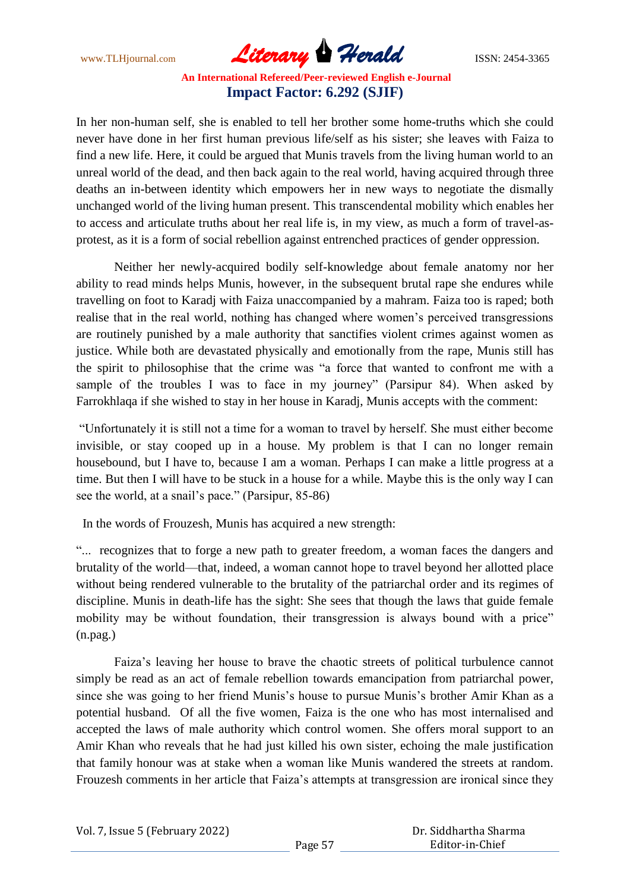In her non-human self, she is enabled to tell her brother some home-truths which she could never have done in her first human previous life/self as his sister; she leaves with Faiza to find a new life. Here, it could be argued that Munis travels from the living human world to an unreal world of the dead, and then back again to the real world, having acquired through three deaths an in-between identity which empowers her in new ways to negotiate the dismally unchanged world of the living human present. This transcendental mobility which enables her to access and articulate truths about her real life is, in my view, as much a form of travel-as-protest, as it is a form of social rebellion against entrenched practices of gender oppression.

Neither her newly-acquired bodily self-knowledge about female anatomy nor her ability to read minds helps Munis, however, in the subsequent brutal rape she endures while travelling on foot to Karadj with Faiza unaccompanied by a mahram. Faiza too is raped; both realise that in the real world, nothing has changed where women's perceived transgressions are routinely punished by a male authority that sanctifies violent crimes against women as justice. While both are devastated physically and emotionally from the rape, Munis still has the spirit to philosophise that the crime was "a force that wanted to confront me with a sample of the troubles I was to face in my journey" (Parsipur 84). When asked by Farrokhlaqa if she wished to stay in her house in Karadj, Munis accepts with the comment:

"Unfortunately it is still not a time for a woman to travel by herself. She must either become invisible, or stay cooped up in a house. My problem is that I can no longer remain housebound, but I have to, because I am a woman. Perhaps I can make a little progress at a time. But then I will have to be stuck in a house for a while. Maybe this is the only way I can see the world, at a snail's pace." (Parsipur, 85-86)

In the words of Frouzesh, Munis has acquired a new strength:

"... recognizes that to forge a new path to greater freedom, a woman faces the dangers and brutality of the world—that, indeed, a woman cannot hope to travel beyond her allotted place without being rendered vulnerable to the brutality of the patriarchal order and its regimes of discipline. Munis in death-life has the sight: She sees that though the laws that guide female mobility may be without foundation, their transgression is always bound with a price" (n.pag.)

Faiza's leaving her house to brave the chaotic streets of political turbulence cannot simply be read as an act of female rebellion towards emancipation from patriarchal power, since she was going to her friend Munis's house to pursue Munis's brother Amir Khan as a potential husband. Of all the five women, Faiza is the one who has most internalised and accepted the laws of male authority which control women. She offers moral support to an Amir Khan who reveals that he had just killed his own sister, echoing the male justification that family honour was at stake when a woman like Munis wandered the streets at random. Frouzesh comments in her article that Faiza's attempts at transgression are ironical since they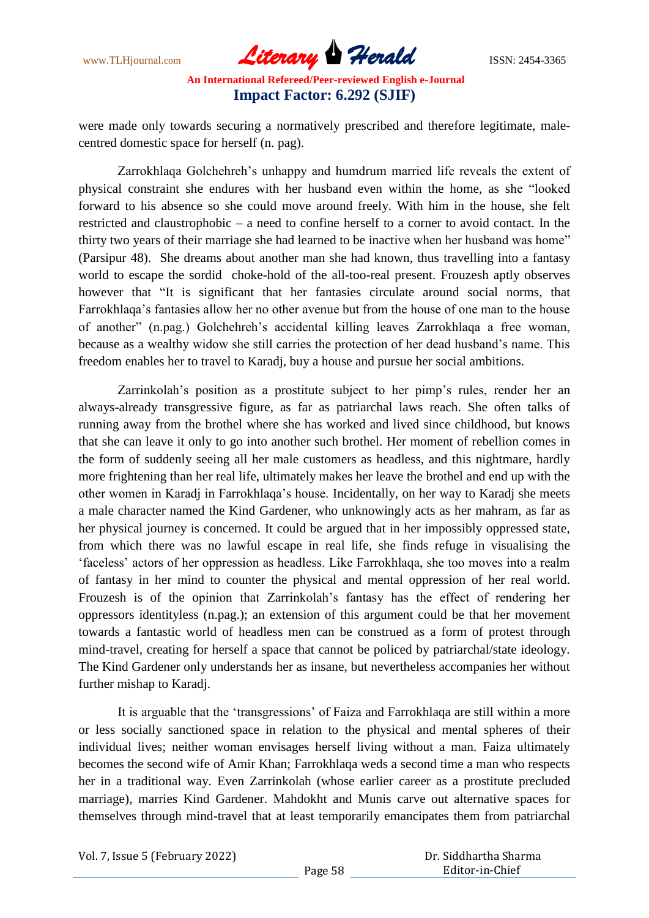were made only towards securing a normatively prescribed and therefore legitimate, male-centred domestic space for herself (n. pag).

Zarrokhlaqa Golchehreh's unhappy and humdrum married life reveals the extent of physical constraint she endures with her husband even within the home, as she "looked forward to his absence so she could move around freely. With him in the house, she felt restricted and claustrophobic – a need to confine herself to a corner to avoid contact. In the thirty two years of their marriage she had learned to be inactive when her husband was home" (Parsipur 48). She dreams about another man she had known, thus travelling into a fantasy world to escape the sordid choke-hold of the all-too-real present. Frouzesh aptly observes however that "It is significant that her fantasies circulate around social norms, that Farrokhlaqa's fantasies allow her no other avenue but from the house of one man to the house of another" (n.pag.) Golchehreh's accidental killing leaves Zarrokhlaqa a free woman, because as a wealthy widow she still carries the protection of her dead husband's name. This freedom enables her to travel to Karadj, buy a house and pursue her social ambitions.

Zarrinkolah's position as a prostitute subject to her pimp's rules, render her an always-already transgressive figure, as far as patriarchal laws reach. She often talks of running away from the brothel where she has worked and lived since childhood, but knows that she can leave it only to go into another such brothel. Her moment of rebellion comes in the form of suddenly seeing all her male customers as headless, and this nightmare, hardly more frightening than her real life, ultimately makes her leave the brothel and end up with the other women in Karadj in Farrokhlaqa's house. Incidentally, on her way to Karadj she meets a male character named the Kind Gardener, who unknowingly acts as her mahram, as far as her physical journey is concerned. It could be argued that in her impossibly oppressed state, from which there was no lawful escape in real life, she finds refuge in visualising the 'faceless' actors of her oppression as headless. Like Farrokhlaqa, she too moves into a realm of fantasy in her mind to counter the physical and mental oppression of her real world. Frouzesh is of the opinion that Zarrinkolah's fantasy has the effect of rendering her oppressors identityless (n.pag.); an extension of this argument could be that her movement towards a fantastic world of headless men can be construed as a form of protest through mind-travel, creating for herself a space that cannot be policed by patriarchal/state ideology. The Kind Gardener only understands her as insane, but nevertheless accompanies her without further mishap to Karadj.

It is arguable that the 'transgressions' of Faiza and Farrokhlaqa are still within a more or less socially sanctioned space in relation to the physical and mental spheres of their individual lives; neither woman envisages herself living without a man. Faiza ultimately becomes the second wife of Amir Khan; Farrokhlaqa weds a second time a man who respects her in a traditional way. Even Zarrinkolah (whose earlier career as a prostitute precluded marriage), marries Kind Gardener. Mahdokht and Munis carve out alternative spaces for themselves through mind-travel that at least temporarily emancipates them from patriarchal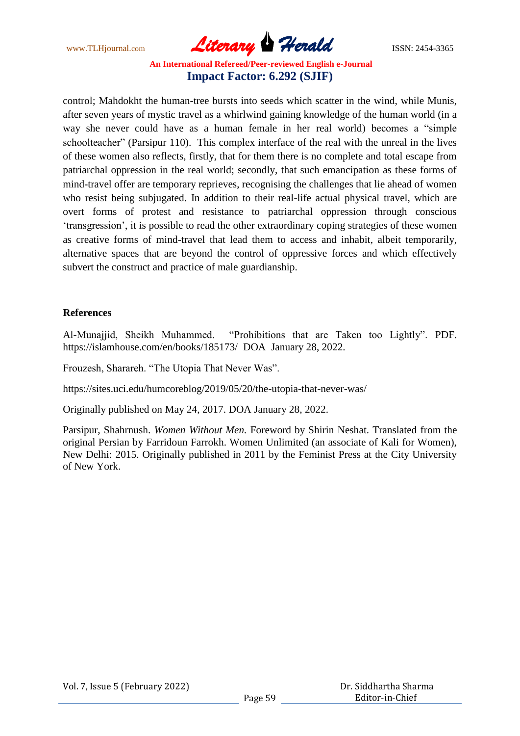control; Mahdokht the human-tree bursts into seeds which scatter in the wind, while Munis, after seven years of mystic travel as a whirlwind gaining knowledge of the human world (in a way she never could have as a human female in her real world) becomes a "simple schoolteacher" (Parsipur 110). This complex interface of the real with the unreal in the lives of these women also reflects, firstly, that for them there is no complete and total escape from patriarchal oppression in the real world; secondly, that such emancipation as these forms of mind-travel offer are temporary reprieves, recognising the challenges that lie ahead of women who resist being subjugated. In addition to their real-life actual physical travel, which are overt forms of protest and resistance to patriarchal oppression through conscious 'transgression', it is possible to read the other extraordinary coping strategies of these women as creative forms of mind-travel that lead them to access and inhabit, albeit temporarily, alternative spaces that are beyond the control of oppressive forces and which effectively subvert the construct and practice of male guardianship.

**References**

Al-Munajjid, Sheikh Muhammed. "Prohibitions that are Taken too Lightly". PDF. https://islamhouse.com/en/books/185173/ DOA January 28, 2022.

Frouzesh, Sharareh. "The Utopia That Never Was".

https://sites.uci.edu/humcoreblog/2019/05/20/the-utopia-that-never-was/

Originally published on May 24, 2017. DOA January 28, 2022.

Parsipur, Shahrnush. *Women Without Men.* Foreword by Shirin Neshat. Translated from the original Persian by Farridoun Farrokh. Women Unlimited (an associate of Kali for Women), New Delhi: 2015. Originally published in 2011 by the Feminist Press at the City University of New York.